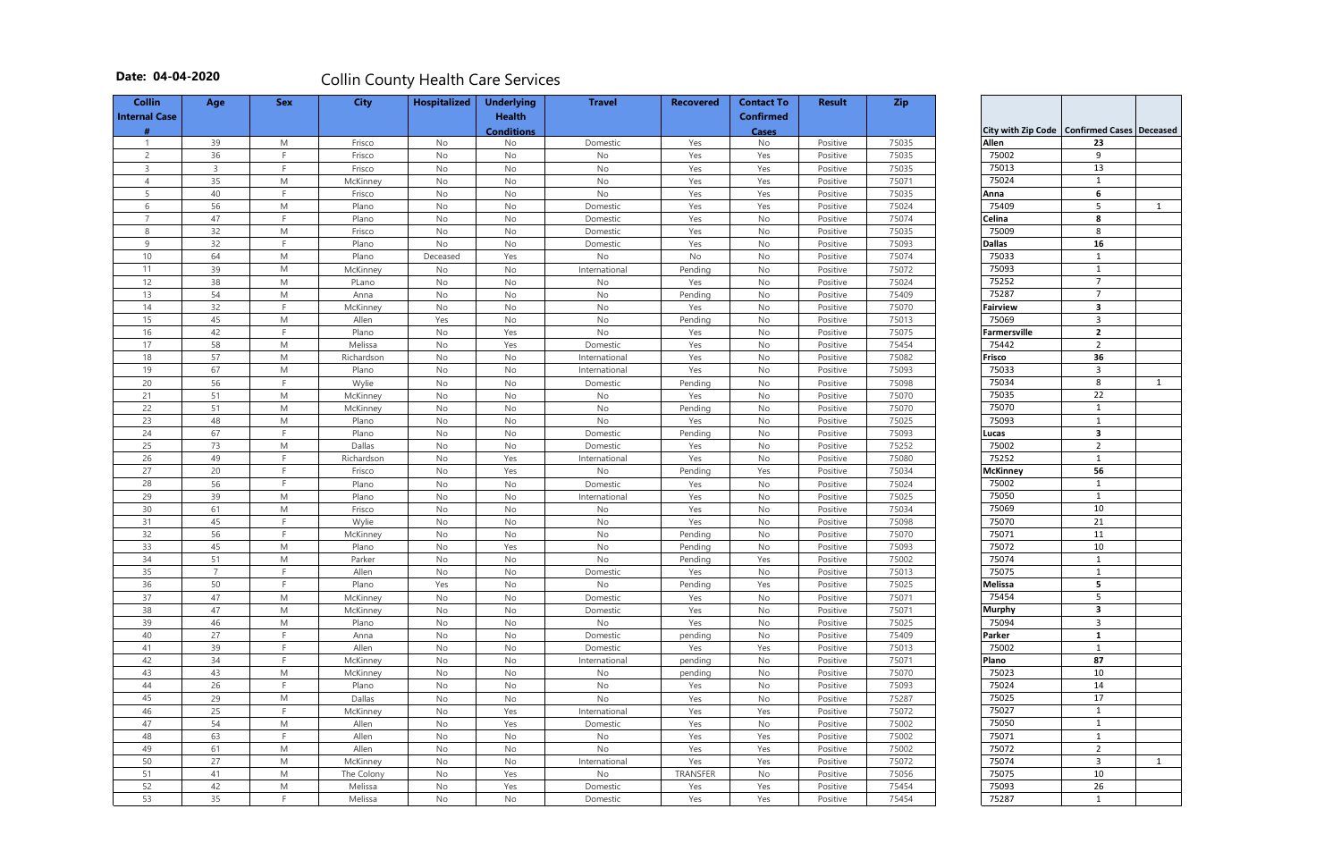**Date: 04-04-2020**

# Collin County Health Care Services

| Collin Internal Case # | Age | Sex | City | Hospitalized | Underlying Health Conditions | Travel | Recovered | Contact To Confirmed Cases | Result | Zip |
|---|---|---|---|---|---|---|---|---|---|---|
| 1 | 39 | M | Frisco | No | No | Domestic | Yes | No | Positive | 75035 |
| 2 | 36 | F | Frisco | No | No | No | Yes | Yes | Positive | 75035 |
| 3 | 3 | F | Frisco | No | No | No | Yes | Yes | Positive | 75035 |
| 4 | 35 | M | McKinney | No | No | No | Yes | Yes | Positive | 75071 |
| 5 | 40 | F | Frisco | No | No | No | Yes | Yes | Positive | 75035 |
| 6 | 56 | M | Plano | No | No | Domestic | Yes | Yes | Positive | 75024 |
| 7 | 47 | F | Plano | No | No | Domestic | Yes | No | Positive | 75074 |
| 8 | 32 | M | Frisco | No | No | Domestic | Yes | No | Positive | 75035 |
| 9 | 32 | F | Plano | No | No | Domestic | Yes | No | Positive | 75093 |
| 10 | 64 | M | Plano | Deceased | Yes | No | No | No | Positive | 75074 |
| 11 | 39 | M | McKinney | No | No | International | Pending | No | Positive | 75072 |
| 12 | 38 | M | PLano | No | No | No | Yes | No | Positive | 75024 |
| 13 | 54 | M | Anna | No | No | No | Pending | No | Positive | 75409 |
| 14 | 32 | F | McKinney | No | No | No | Yes | No | Positive | 75070 |
| 15 | 45 | M | Allen | Yes | No | No | Pending | No | Positive | 75013 |
| 16 | 42 | F | Plano | No | Yes | No | Yes | No | Positive | 75075 |
| 17 | 58 | M | Melissa | No | Yes | Domestic | Yes | No | Positive | 75454 |
| 18 | 57 | M | Richardson | No | No | International | Yes | No | Positive | 75082 |
| 19 | 67 | M | Plano | No | No | International | Yes | No | Positive | 75093 |
| 20 | 56 | F | Wylie | No | No | Domestic | Pending | No | Positive | 75098 |
| 21 | 51 | M | McKinney | No | No | No | Yes | No | Positive | 75070 |
| 22 | 51 | M | McKinney | No | No | No | Pending | No | Positive | 75070 |
| 23 | 48 | M | Plano | No | No | No | Yes | No | Positive | 75025 |
| 24 | 67 | F | Plano | No | No | Domestic | Pending | No | Positive | 75093 |
| 25 | 73 | M | Dallas | No | No | Domestic | Yes | No | Positive | 75252 |
| 26 | 49 | F | Richardson | No | Yes | International | Yes | No | Positive | 75080 |
| 27 | 20 | F | Frisco | No | Yes | No | Pending | Yes | Positive | 75034 |
| 28 | 56 | F | Plano | No | No | Domestic | Yes | No | Positive | 75024 |
| 29 | 39 | M | Plano | No | No | International | Yes | No | Positive | 75025 |
| 30 | 61 | M | Frisco | No | No | No | Yes | No | Positive | 75034 |
| 31 | 45 | F | Wylie | No | No | No | Yes | No | Positive | 75098 |
| 32 | 56 | F | McKinney | No | No | No | Pending | No | Positive | 75070 |
| 33 | 45 | M | Plano | No | Yes | No | Pending | No | Positive | 75093 |
| 34 | 51 | M | Parker | No | No | No | Pending | Yes | Positive | 75002 |
| 35 | 7 | F | Allen | No | No | Domestic | Yes | No | Positive | 75013 |
| 36 | 50 | F | Plano | Yes | No | No | Pending | Yes | Positive | 75025 |
| 37 | 47 | M | McKinney | No | No | Domestic | Yes | No | Positive | 75071 |
| 38 | 47 | M | McKinney | No | No | Domestic | Yes | No | Positive | 75071 |
| 39 | 46 | M | Plano | No | No | No | Yes | No | Positive | 75025 |
| 40 | 27 | F | Anna | No | No | Domestic | pending | No | Positive | 75409 |
| 41 | 39 | F | Allen | No | No | Domestic | Yes | Yes | Positive | 75013 |
| 42 | 34 | F | McKinney | No | No | International | pending | No | Positive | 75071 |
| 43 | 43 | M | McKinney | No | No | No | pending | No | Positive | 75070 |
| 44 | 26 | F | Plano | No | No | No | Yes | No | Positive | 75093 |
| 45 | 29 | M | Dallas | No | No | No | Yes | No | Positive | 75287 |
| 46 | 25 | F | McKinney | No | Yes | International | Yes | Yes | Positive | 75072 |
| 47 | 54 | M | Allen | No | Yes | Domestic | Yes | No | Positive | 75002 |
| 48 | 63 | F | Allen | No | No | No | Yes | Yes | Positive | 75002 |
| 49 | 61 | M | Allen | No | No | No | Yes | Yes | Positive | 75002 |
| 50 | 27 | M | McKinney | No | No | International | Yes | Yes | Positive | 75072 |
| 51 | 41 | M | The Colony | No | Yes | No | TRANSFER | No | Positive | 75056 |
| 52 | 42 | M | Melissa | No | Yes | Domestic | Yes | Yes | Positive | 75454 |
| 53 | 35 | F | Melissa | No | No | Domestic | Yes | Yes | Positive | 75454 |

| City with Zip Code | Confirmed Cases | Deceased |
|---|---|---|
| **Allen** | **23** | |
| 75002 | 9 | |
| 75013 | 13 | |
| 75024 | 1 | |
| **Anna** | **6** | |
| 75409 | 5 | 1 |
| **Celina** | **8** | |
| 75009 | 8 | |
| **Dallas** | **16** | |
| 75033 | 1 | |
| 75093 | 1 | |
| 75252 | 7 | |
| 75287 | 7 | |
| **Fairview** | **3** | |
| 75069 | 3 | |
| **Farmersville** | **2** | |
| 75442 | 2 | |
| **Frisco** | **36** | |
| 75033 | 3 | |
| 75034 | 8 | 1 |
| 75035 | 22 | |
| 75070 | 1 | |
| 75093 | 1 | |
| **Lucas** | **3** | |
| 75002 | 2 | |
| 75252 | 1 | |
| **McKinney** | **56** | |
| 75002 | 1 | |
| 75050 | 1 | |
| 75069 | 10 | |
| 75070 | 21 | |
| 75071 | 11 | |
| 75072 | 10 | |
| 75074 | 1 | |
| 75075 | 1 | |
| **Melissa** | **5** | |
| 75454 | 5 | |
| **Murphy** | **3** | |
| 75094 | 3 | |
| **Parker** | **1** | |
| 75002 | 1 | |
| **Plano** | **87** | |
| 75023 | 10 | |
| 75024 | 14 | |
| 75025 | 17 | |
| 75027 | 1 | |
| 75050 | 1 | |
| 75071 | 1 | |
| 75072 | 2 | |
| 75074 | 3 | 1 |
| 75075 | 10 | |
| 75093 | 26 | |
| 75287 | 1 | |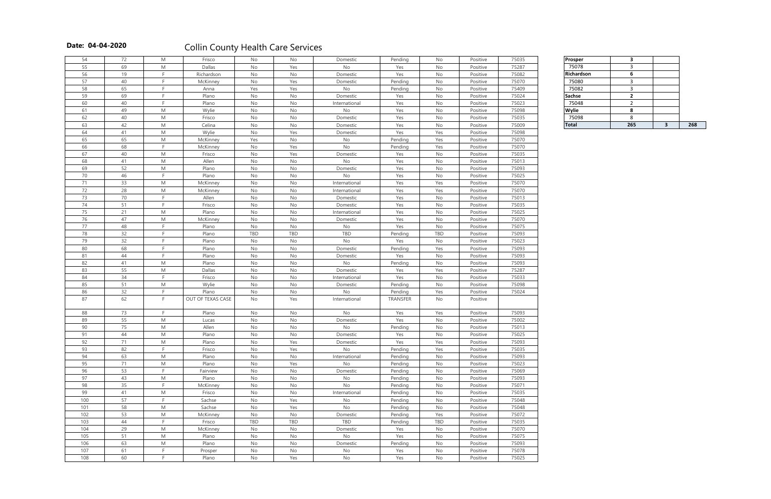**Date: 04-04-2020**

# Collin County Health Care Services

| | | | | | | | | | | |
|---|---|---|---|---|---|---|---|---|---|---|
| 54 | 72 | M | Frisco | No | No | Domestic | Pending | No | Positive | 75035 |
| 55 | 69 | M | Dallas | No | Yes | No | Yes | No | Positive | 75287 |
| 56 | 19 | F | Richardson | No | No | Domestic | Yes | No | Positive | 75082 |
| 57 | 40 | F | McKinney | No | Yes | Domestic | Pending | No | Positive | 75070 |
| 58 | 65 | F | Anna | Yes | Yes | No | Pending | No | Positive | 75409 |
| 59 | 69 | F | Plano | No | No | Domestic | Yes | No | Positive | 75024 |
| 60 | 40 | F | Plano | No | No | International | Yes | No | Positive | 75023 |
| 61 | 49 | M | Wylie | No | No | No | Yes | No | Positive | 75098 |
| 62 | 40 | M | Frisco | No | No | Domestic | Yes | No | Positive | 75035 |
| 63 | 42 | M | Celina | No | No | Domestic | Yes | No | Positive | 75009 |
| 64 | 41 | M | Wylie | No | Yes | Domestic | Yes | Yes | Positive | 75098 |
| 65 | 65 | M | McKinney | Yes | No | No | Pending | Yes | Positive | 75070 |
| 66 | 68 | F | McKinney | No | Yes | No | Pending | Yes | Positive | 75070 |
| 67 | 40 | M | Frisco | No | Yes | Domestic | Yes | No | Positive | 75035 |
| 68 | 41 | M | Allen | No | No | No | Yes | No | Positive | 75013 |
| 69 | 52 | M | Plano | No | No | Domestic | Yes | No | Positive | 75093 |
| 70 | 46 | F | Plano | No | No | No | Yes | No | Positive | 75025 |
| 71 | 33 | M | McKinney | No | No | International | Yes | Yes | Positive | 75070 |
| 72 | 28 | M | McKinney | No | No | International | Yes | Yes | Positive | 75070 |
| 73 | 70 | F | Allen | No | No | Domestic | Yes | No | Positive | 75013 |
| 74 | 51 | F | Frisco | No | No | Domestic | Yes | No | Positive | 75035 |
| 75 | 21 | M | Plano | No | No | International | Yes | No | Positive | 75025 |
| 76 | 47 | M | McKinney | No | No | Domestic | Yes | No | Positive | 75070 |
| 77 | 48 | F | Plano | No | No | No | Yes | No | Positive | 75075 |
| 78 | 32 | F | Plano | TBD | TBD | TBD | Pending | TBD | Positive | 75093 |
| 79 | 32 | F | Plano | No | No | No | Yes | No | Positive | 75023 |
| 80 | 68 | F | Plano | No | No | Domestic | Pending | Yes | Positive | 75093 |
| 81 | 44 | F | Plano | No | No | Domestic | Yes | No | Positive | 75093 |
| 82 | 41 | M | Plano | No | No | No | Pending | No | Positive | 75093 |
| 83 | 55 | M | Dallas | No | No | Domestic | Yes | Yes | Positive | 75287 |
| 84 | 34 | F | Frisco | No | No | International | Yes | No | Positive | 75033 |
| 85 | 51 | M | Wylie | No | No | Domestic | Pending | No | Positive | 75098 |
| 86 | 32 | F | Plano | No | No | No | Pending | Yes | Positive | 75024 |
| 87 | 62 | F | OUT OF TEXAS CASE | No | Yes | International | TRANSFER | No | Positive | |
| 88 | 73 | F | Plano | No | No | No | Yes | Yes | Positive | 75093 |
| 89 | 55 | M | Lucas | No | No | Domestic | Yes | No | Positive | 75002 |
| 90 | 75 | M | Allen | No | No | No | Pending | No | Positive | 75013 |
| 91 | 44 | M | Plano | No | No | Domestic | Yes | No | Positive | 75025 |
| 92 | 71 | M | Plano | No | Yes | Domestic | Yes | Yes | Positive | 75093 |
| 93 | 82 | F | Frisco | No | Yes | No | Pending | Yes | Positive | 75035 |
| 94 | 63 | M | Plano | No | No | International | Pending | No | Positive | 75093 |
| 95 | 71 | M | Plano | No | Yes | No | Pending | No | Positive | 75023 |
| 96 | 53 | F | Fairview | No | No | Domestic | Pending | No | Positive | 75069 |
| 97 | 43 | M | Plano | No | No | No | Pending | No | Positive | 75093 |
| 98 | 35 | F | McKinney | No | No | No | Pending | No | Positive | 75071 |
| 99 | 41 | M | Frisco | No | No | International | Pending | No | Positive | 75035 |
| 100 | 57 | F | Sachse | No | Yes | No | Pending | No | Positive | 75048 |
| 101 | 58 | M | Sachse | No | Yes | No | Pending | No | Positive | 75048 |
| 102 | 53 | M | McKinney | No | No | Domestic | Pending | Yes | Positive | 75072 |
| 103 | 44 | F | Frisco | TBD | TBD | TBD | Pending | TBD | Positive | 75035 |
| 104 | 29 | M | McKinney | No | No | Domestic | Yes | No | Positive | 75070 |
| 105 | 51 | M | Plano | No | No | No | Yes | No | Positive | 75075 |
| 106 | 63 | M | Plano | No | No | Domestic | Pending | No | Positive | 75093 |
| 107 | 61 | F | Prosper | No | No | No | Yes | No | Positive | 75078 |
| 108 | 60 | F | Plano | No | Yes | No | Yes | No | Positive | 75025 |

| | | | |
|---|---|---|---|
| **Prosper** | **3** | | |
| 75078 | 3 | | |
| **Richardson** | **6** | | |
| 75080 | 3 | | |
| 75082 | 3 | | |
| **Sachse** | **2** | | |
| 75048 | 2 | | |
| **Wylie** | **8** | | |
| 75098 | 8 | | |
| **Total** | **265** | **3** | **268** |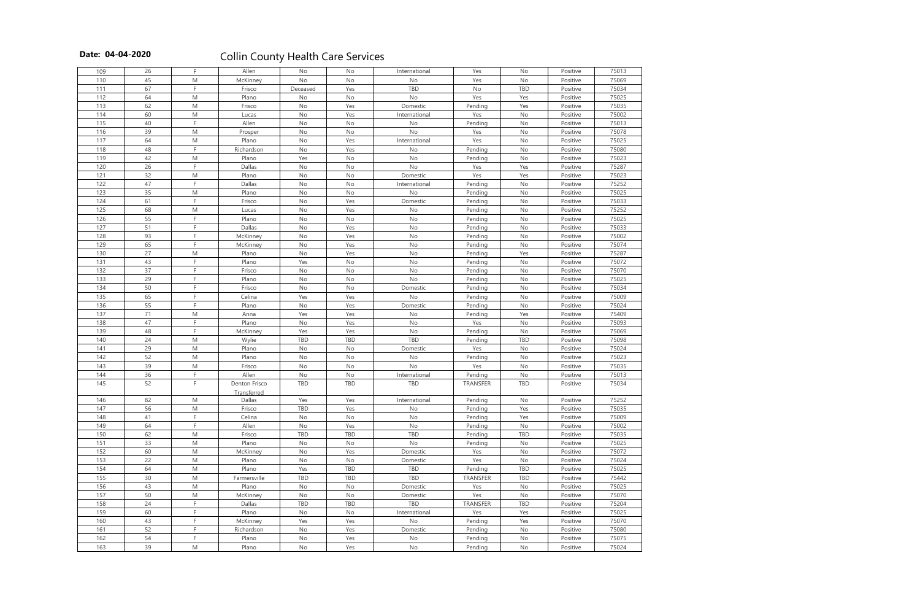**Date: 04-04-2020**

# Collin County Health Care Services

| | | | | | | | | | | |
|---|---|---|---|---|---|---|---|---|---|---|
| 109 | 26 | F | Allen | No | No | International | Yes | No | Positive | 75013 |
| 110 | 45 | M | McKinney | No | No | No | Yes | No | Positive | 75069 |
| 111 | 67 | F | Frisco | Deceased | Yes | TBD | No | TBD | Positive | 75034 |
| 112 | 64 | M | Plano | No | No | No | Yes | Yes | Positive | 75025 |
| 113 | 62 | M | Frisco | No | Yes | Domestic | Pending | Yes | Positive | 75035 |
| 114 | 60 | M | Lucas | No | Yes | International | Yes | No | Positive | 75002 |
| 115 | 40 | F | Allen | No | No | No | Pending | No | Positive | 75013 |
| 116 | 39 | M | Prosper | No | No | No | Yes | No | Positive | 75078 |
| 117 | 64 | M | Plano | No | Yes | International | Yes | No | Positive | 75025 |
| 118 | 48 | F | Richardson | No | Yes | No | Pending | No | Positive | 75080 |
| 119 | 42 | M | Plano | Yes | No | No | Pending | No | Positive | 75023 |
| 120 | 26 | F | Dallas | No | No | No | Yes | Yes | Positive | 75287 |
| 121 | 32 | M | Plano | No | No | Domestic | Yes | Yes | Positive | 75023 |
| 122 | 47 | F | Dallas | No | No | International | Pending | No | Positive | 75252 |
| 123 | 35 | M | Plano | No | No | No | Pending | No | Positive | 75025 |
| 124 | 61 | F | Frisco | No | Yes | Domestic | Pending | No | Positive | 75033 |
| 125 | 68 | M | Lucas | No | Yes | No | Pending | No | Positive | 75252 |
| 126 | 55 | F | Plano | No | No | No | Pending | No | Positive | 75025 |
| 127 | 51 | F | Dallas | No | Yes | No | Pending | No | Positive | 75033 |
| 128 | 93 | F | McKinney | No | Yes | No | Pending | No | Positive | 75002 |
| 129 | 65 | F | McKinney | No | Yes | No | Pending | No | Positive | 75074 |
| 130 | 27 | M | Plano | No | Yes | No | Pending | Yes | Positive | 75287 |
| 131 | 43 | F | Plano | Yes | No | No | Pending | No | Positive | 75072 |
| 132 | 37 | F | Frisco | No | No | No | Pending | No | Positive | 75070 |
| 133 | 29 | F | Plano | No | No | No | Pending | No | Positive | 75025 |
| 134 | 50 | F | Frisco | No | No | Domestic | Pending | No | Positive | 75034 |
| 135 | 65 | F | Celina | Yes | Yes | No | Pending | No | Positive | 75009 |
| 136 | 55 | F | Plano | No | Yes | Domestic | Pending | No | Positive | 75024 |
| 137 | 71 | M | Anna | Yes | Yes | No | Pending | Yes | Positive | 75409 |
| 138 | 47 | F | Plano | No | Yes | No | Yes | No | Positive | 75093 |
| 139 | 48 | F | McKinney | Yes | Yes | No | Pending | No | Positive | 75069 |
| 140 | 24 | M | Wylie | TBD | TBD | TBD | Pending | TBD | Positive | 75098 |
| 141 | 29 | M | Plano | No | No | Domestic | Yes | No | Positive | 75024 |
| 142 | 52 | M | Plano | No | No | No | Pending | No | Positive | 75023 |
| 143 | 39 | M | Frisco | No | No | No | Yes | No | Positive | 75035 |
| 144 | 36 | F | Allen | No | No | International | Pending | No | Positive | 75013 |
| 145 | 52 | F | Denton Frisco Transferred | TBD | TBD | TBD | TRANSFER | TBD | Positive | 75034 |
| 146 | 82 | M | Dallas | Yes | Yes | International | Pending | No | Positive | 75252 |
| 147 | 56 | M | Frisco | TBD | Yes | No | Pending | Yes | Positive | 75035 |
| 148 | 41 | F | Celina | No | No | No | Pending | Yes | Positive | 75009 |
| 149 | 64 | F | Allen | No | Yes | No | Pending | No | Positive | 75002 |
| 150 | 62 | M | Frisco | TBD | TBD | TBD | Pending | TBD | Positive | 75035 |
| 151 | 33 | M | Plano | No | No | No | Pending | No | Positive | 75025 |
| 152 | 60 | M | McKinney | No | Yes | Domestic | Yes | No | Positive | 75072 |
| 153 | 22 | M | Plano | No | No | Domestic | Yes | No | Positive | 75024 |
| 154 | 64 | M | Plano | Yes | TBD | TBD | Pending | TBD | Positive | 75025 |
| 155 | 30 | M | Farmersville | TBD | TBD | TBD | TRANSFER | TBD | Positive | 75442 |
| 156 | 43 | M | Plano | No | No | Domestic | Yes | No | Positive | 75025 |
| 157 | 50 | M | McKinney | No | No | Domestic | Yes | No | Positive | 75070 |
| 158 | 24 | F | Dallas | TBD | TBD | TBD | TRANSFER | TBD | Positive | 75204 |
| 159 | 60 | F | Plano | No | No | International | Yes | Yes | Positive | 75025 |
| 160 | 43 | F | McKinney | Yes | Yes | No | Pending | Yes | Positive | 75070 |
| 161 | 52 | F | Richardson | No | Yes | Domestic | Pending | No | Positive | 75080 |
| 162 | 54 | F | Plano | No | Yes | No | Pending | No | Positive | 75075 |
| 163 | 39 | M | Plano | No | Yes | No | Pending | No | Positive | 75024 |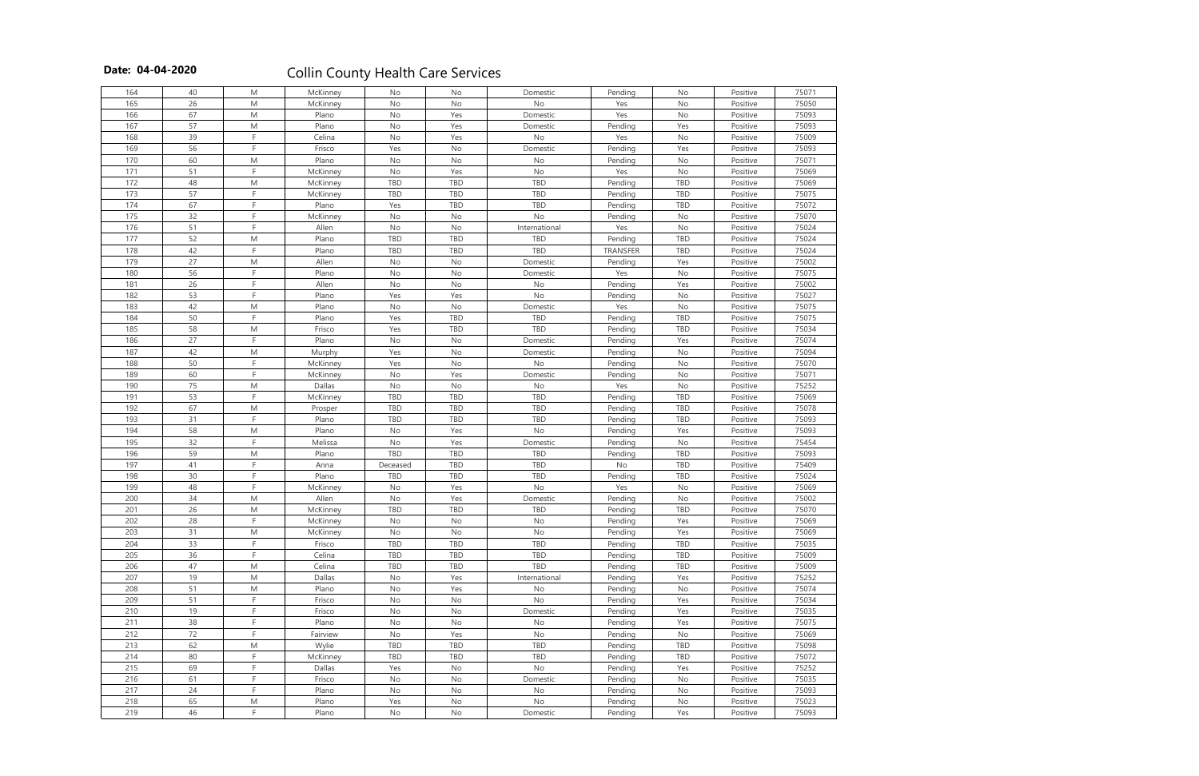**Date: 04-04-2020**

# Collin County Health Care Services

| | | | | | | | | | | |
|---|---|---|---|---|---|---|---|---|---|---|
| 164 | 40 | M | McKinney | No | No | Domestic | Pending | No | Positive | 75071 |
| 165 | 26 | M | McKinney | No | No | No | Yes | No | Positive | 75050 |
| 166 | 67 | M | Plano | No | Yes | Domestic | Yes | No | Positive | 75093 |
| 167 | 57 | M | Plano | No | Yes | Domestic | Pending | Yes | Positive | 75093 |
| 168 | 39 | F | Celina | No | Yes | No | Yes | No | Positive | 75009 |
| 169 | 56 | F | Frisco | Yes | No | Domestic | Pending | Yes | Positive | 75093 |
| 170 | 60 | M | Plano | No | No | No | Pending | No | Positive | 75071 |
| 171 | 51 | F | McKinney | No | Yes | No | Yes | No | Positive | 75069 |
| 172 | 48 | M | McKinney | TBD | TBD | TBD | Pending | TBD | Positive | 75069 |
| 173 | 57 | F | McKinney | TBD | TBD | TBD | Pending | TBD | Positive | 75075 |
| 174 | 67 | F | Plano | Yes | TBD | TBD | Pending | TBD | Positive | 75072 |
| 175 | 32 | F | McKinney | No | No | No | Pending | No | Positive | 75070 |
| 176 | 51 | F | Allen | No | No | International | Yes | No | Positive | 75024 |
| 177 | 52 | M | Plano | TBD | TBD | TBD | Pending | TBD | Positive | 75024 |
| 178 | 42 | F | Plano | TBD | TBD | TBD | TRANSFER | TBD | Positive | 75024 |
| 179 | 27 | M | Allen | No | No | Domestic | Pending | Yes | Positive | 75002 |
| 180 | 56 | F | Plano | No | No | Domestic | Yes | No | Positive | 75075 |
| 181 | 26 | F | Allen | No | No | No | Pending | Yes | Positive | 75002 |
| 182 | 53 | F | Plano | Yes | Yes | No | Pending | No | Positive | 75027 |
| 183 | 42 | M | Plano | No | No | Domestic | Yes | No | Positive | 75075 |
| 184 | 50 | F | Plano | Yes | TBD | TBD | Pending | TBD | Positive | 75075 |
| 185 | 58 | M | Frisco | Yes | TBD | TBD | Pending | TBD | Positive | 75034 |
| 186 | 27 | F | Plano | No | No | Domestic | Pending | Yes | Positive | 75074 |
| 187 | 42 | M | Murphy | Yes | No | Domestic | Pending | No | Positive | 75094 |
| 188 | 50 | F | McKinney | Yes | No | No | Pending | No | Positive | 75070 |
| 189 | 60 | F | McKinney | No | Yes | Domestic | Pending | No | Positive | 75071 |
| 190 | 75 | M | Dallas | No | No | No | Yes | No | Positive | 75252 |
| 191 | 53 | F | McKinney | TBD | TBD | TBD | Pending | TBD | Positive | 75069 |
| 192 | 67 | M | Prosper | TBD | TBD | TBD | Pending | TBD | Positive | 75078 |
| 193 | 31 | F | Plano | TBD | TBD | TBD | Pending | TBD | Positive | 75093 |
| 194 | 58 | M | Plano | No | Yes | No | Pending | Yes | Positive | 75093 |
| 195 | 32 | F | Melissa | No | Yes | Domestic | Pending | No | Positive | 75454 |
| 196 | 59 | M | Plano | TBD | TBD | TBD | Pending | TBD | Positive | 75093 |
| 197 | 41 | F | Anna | Deceased | TBD | TBD | No | TBD | Positive | 75409 |
| 198 | 30 | F | Plano | TBD | TBD | TBD | Pending | TBD | Positive | 75024 |
| 199 | 48 | F | McKinney | No | Yes | No | Yes | No | Positive | 75069 |
| 200 | 34 | M | Allen | No | Yes | Domestic | Pending | No | Positive | 75002 |
| 201 | 26 | M | McKinney | TBD | TBD | TBD | Pending | TBD | Positive | 75070 |
| 202 | 28 | F | McKinney | No | No | No | Pending | Yes | Positive | 75069 |
| 203 | 31 | M | McKinney | No | No | No | Pending | Yes | Positive | 75069 |
| 204 | 33 | F | Frisco | TBD | TBD | TBD | Pending | TBD | Positive | 75035 |
| 205 | 36 | F | Celina | TBD | TBD | TBD | Pending | TBD | Positive | 75009 |
| 206 | 47 | M | Celina | TBD | TBD | TBD | Pending | TBD | Positive | 75009 |
| 207 | 19 | M | Dallas | No | Yes | International | Pending | Yes | Positive | 75252 |
| 208 | 51 | M | Plano | No | Yes | No | Pending | No | Positive | 75074 |
| 209 | 51 | F | Frisco | No | No | No | Pending | Yes | Positive | 75034 |
| 210 | 19 | F | Frisco | No | No | Domestic | Pending | Yes | Positive | 75035 |
| 211 | 38 | F | Plano | No | No | No | Pending | Yes | Positive | 75075 |
| 212 | 72 | F | Fairview | No | Yes | No | Pending | No | Positive | 75069 |
| 213 | 62 | M | Wylie | TBD | TBD | TBD | Pending | TBD | Positive | 75098 |
| 214 | 80 | F | McKinney | TBD | TBD | TBD | Pending | TBD | Positive | 75072 |
| 215 | 69 | F | Dallas | Yes | No | No | Pending | Yes | Positive | 75252 |
| 216 | 61 | F | Frisco | No | No | Domestic | Pending | No | Positive | 75035 |
| 217 | 24 | F | Plano | No | No | No | Pending | No | Positive | 75093 |
| 218 | 65 | M | Plano | Yes | No | No | Pending | No | Positive | 75023 |
| 219 | 46 | F | Plano | No | No | Domestic | Pending | Yes | Positive | 75093 |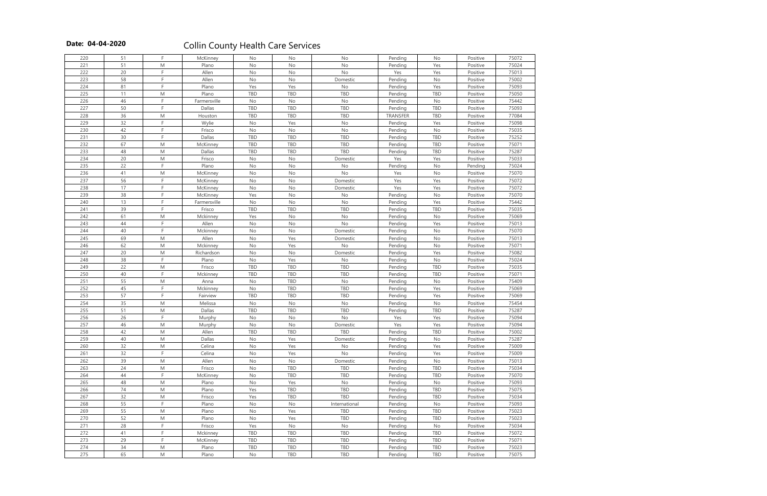**Date: 04-04-2020**

# Collin County Health Care Services

| | | | | | | | | | | |
|---|---|---|---|---|---|---|---|---|---|---|
| 220 | 51 | F | McKinney | No | No | No | Pending | No | Positive | 75072 |
| 221 | 51 | M | Plano | No | No | No | Pending | Yes | Positive | 75024 |
| 222 | 20 | F | Allen | No | No | No | Yes | Yes | Positive | 75013 |
| 223 | 58 | F | Allen | No | No | Domestic | Pending | No | Positive | 75002 |
| 224 | 81 | F | Plano | Yes | Yes | No | Pending | Yes | Positive | 75093 |
| 225 | 11 | M | Plano | TBD | TBD | TBD | Pending | TBD | Positive | 75050 |
| 226 | 46 | F | Farmersville | No | No | No | Pending | No | Positive | 75442 |
| 227 | 50 | F | Dallas | TBD | TBD | TBD | Pending | TBD | Positive | 75093 |
| 228 | 36 | M | Houston | TBD | TBD | TBD | TRANSFER | TBD | Positive | 77084 |
| 229 | 32 | F | Wylie | No | Yes | No | Pending | Yes | Positive | 75098 |
| 230 | 42 | F | Frisco | No | No | No | Pending | No | Positive | 75035 |
| 231 | 30 | F | Dallas | TBD | TBD | TBD | Pending | TBD | Positive | 75252 |
| 232 | 67 | M | McKinney | TBD | TBD | TBD | Pending | TBD | Positive | 75071 |
| 233 | 48 | M | Dallas | TBD | TBD | TBD | Pending | TBD | Positive | 75287 |
| 234 | 20 | M | Frisco | No | No | Domestic | Yes | Yes | Positive | 75033 |
| 235 | 22 | F | Plano | No | No | No | Pending | No | Pending | 75024 |
| 236 | 41 | M | McKinney | No | No | No | Yes | No | Positive | 75070 |
| 237 | 56 | F | McKinney | No | No | Domestic | Yes | Yes | Positive | 75072 |
| 238 | 17 | F | McKinney | No | No | Domestic | Yes | Yes | Positive | 75072 |
| 239 | 38 | F | McKinney | Yes | No | No | Pending | No | Positive | 75070 |
| 240 | 13 | F | Farmersville | No | No | No | Pending | Yes | Positive | 75442 |
| 241 | 39 | F | Frisco | TBD | TBD | TBD | Pending | TBD | Positive | 75035 |
| 242 | 61 | M | Mckinney | Yes | No | No | Pending | No | Positive | 75069 |
| 243 | 44 | F | Allen | No | No | No | Pending | Yes | Positive | 75013 |
| 244 | 40 | F | Mckinney | No | No | Domestic | Pending | No | Positive | 75070 |
| 245 | 69 | M | Allen | No | Yes | Domestic | Pending | No | Positive | 75013 |
| 246 | 62 | M | Mckinney | No | Yes | No | Pending | No | Positive | 75071 |
| 247 | 20 | M | Richardson | No | No | Domestic | Pending | Yes | Positive | 75082 |
| 248 | 38 | F | Plano | No | Yes | No | Pending | No | Positive | 75024 |
| 249 | 22 | M | Frisco | TBD | TBD | TBD | Pending | TBD | Positive | 75035 |
| 250 | 40 | F | Mckinney | TBD | TBD | TBD | Pending | TBD | Positive | 75071 |
| 251 | 55 | M | Anna | No | TBD | No | Pending | No | Positive | 75409 |
| 252 | 45 | F | Mckinney | No | TBD | TBD | Pending | Yes | Positive | 75069 |
| 253 | 57 | F | Fairview | TBD | TBD | TBD | Pending | Yes | Positive | 75069 |
| 254 | 35 | M | Melissa | No | No | No | Pending | No | Positive | 75454 |
| 255 | 51 | M | Dallas | TBD | TBD | TBD | Pending | TBD | Positive | 75287 |
| 256 | 26 | F | Murphy | No | No | No | Yes | Yes | Positive | 75094 |
| 257 | 46 | M | Murphy | No | No | Domestic | Yes | Yes | Positive | 75094 |
| 258 | 42 | M | Allen | TBD | TBD | TBD | Pending | TBD | Positive | 75002 |
| 259 | 40 | M | Dallas | No | Yes | Domestic | Pending | No | Positive | 75287 |
| 260 | 32 | M | Celina | No | Yes | No | Pending | Yes | Positive | 75009 |
| 261 | 32 | F | Celina | No | Yes | No | Pending | Yes | Positive | 75009 |
| 262 | 39 | M | Allen | No | No | Domestic | Pending | No | Positive | 75013 |
| 263 | 24 | M | Frisco | No | TBD | TBD | Pending | TBD | Positive | 75034 |
| 264 | 44 | F | McKinney | No | TBD | TBD | Pending | TBD | Positive | 75070 |
| 265 | 48 | M | Plano | No | Yes | No | Pending | No | Positive | 75093 |
| 266 | 74 | M | Plano | Yes | TBD | TBD | Pending | TBD | Positive | 75075 |
| 267 | 32 | M | Frisco | Yes | TBD | TBD | Pending | TBD | Positive | 75034 |
| 268 | 55 | F | Plano | No | No | International | Pending | No | Positive | 75093 |
| 269 | 55 | M | Plano | No | Yes | TBD | Pending | TBD | Positive | 75023 |
| 270 | 52 | M | Plano | No | Yes | TBD | Pending | TBD | Positive | 75023 |
| 271 | 28 | F | Frisco | Yes | No | No | Pending | No | Positive | 75034 |
| 272 | 41 | F | Mckinney | TBD | TBD | TBD | Pending | TBD | Positive | 75072 |
| 273 | 29 | F | McKinney | TBD | TBD | TBD | Pending | TBD | Positive | 75071 |
| 274 | 34 | M | Plano | TBD | TBD | TBD | Pending | TBD | Positive | 75023 |
| 275 | 65 | M | Plano | No | TBD | TBD | Pending | TBD | Positive | 75075 |